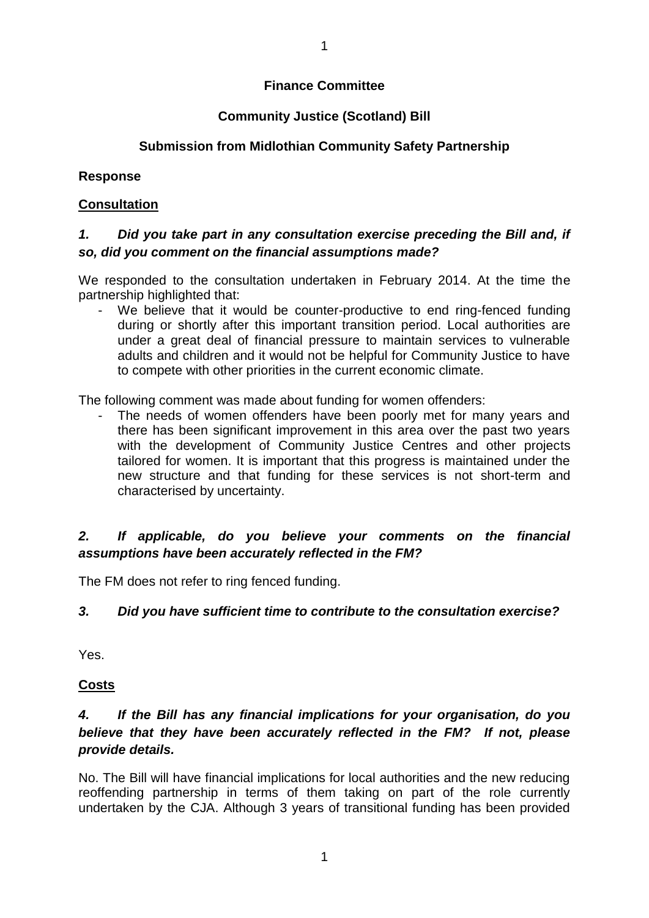**Finance Committee**

**Community Justice (Scotland) Bill**

**Submission from Midlothian Community Safety Partnership**

**Response**

**Consultation**

***1. Did you take part in any consultation exercise preceding the Bill and, if so, did you comment on the financial assumptions made?***

We responded to the consultation undertaken in February 2014. At the time the partnership highlighted that:

- We believe that it would be counter-productive to end ring-fenced funding during or shortly after this important transition period. Local authorities are under a great deal of financial pressure to maintain services to vulnerable adults and children and it would not be helpful for Community Justice to have to compete with other priorities in the current economic climate.

The following comment was made about funding for women offenders:

- The needs of women offenders have been poorly met for many years and there has been significant improvement in this area over the past two years with the development of Community Justice Centres and other projects tailored for women. It is important that this progress is maintained under the new structure and that funding for these services is not short-term and characterised by uncertainty.

***2. If applicable, do you believe your comments on the financial assumptions have been accurately reflected in the FM?***

The FM does not refer to ring fenced funding.

***3. Did you have sufficient time to contribute to the consultation exercise?***

Yes.

**Costs**

***4. If the Bill has any financial implications for your organisation, do you believe that they have been accurately reflected in the FM? If not, please provide details.***

No. The Bill will have financial implications for local authorities and the new reducing reoffending partnership in terms of them taking on part of the role currently undertaken by the CJA. Although 3 years of transitional funding has been provided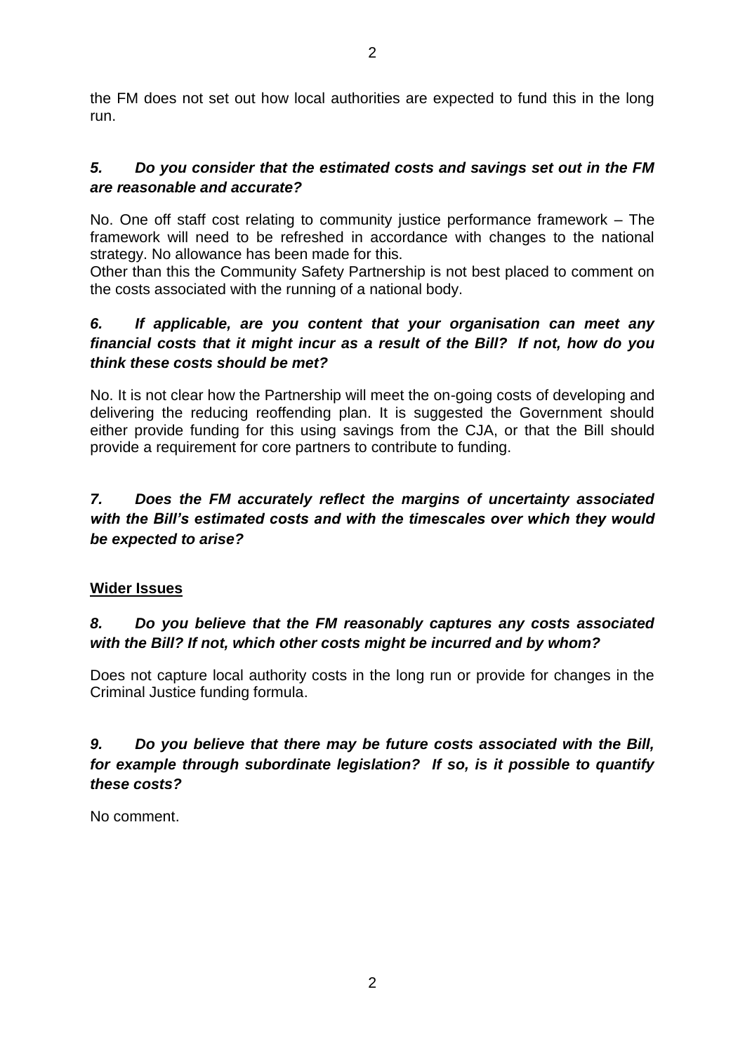the FM does not set out how local authorities are expected to fund this in the long run.

***5. Do you consider that the estimated costs and savings set out in the FM are reasonable and accurate?***

No. One off staff cost relating to community justice performance framework – The framework will need to be refreshed in accordance with changes to the national strategy. No allowance has been made for this.
Other than this the Community Safety Partnership is not best placed to comment on the costs associated with the running of a national body.

***6. If applicable, are you content that your organisation can meet any financial costs that it might incur as a result of the Bill? If not, how do you think these costs should be met?***

No. It is not clear how the Partnership will meet the on-going costs of developing and delivering the reducing reoffending plan. It is suggested the Government should either provide funding for this using savings from the CJA, or that the Bill should provide a requirement for core partners to contribute to funding.

***7. Does the FM accurately reflect the margins of uncertainty associated with the Bill's estimated costs and with the timescales over which they would be expected to arise?***

**Wider Issues**

***8. Do you believe that the FM reasonably captures any costs associated with the Bill? If not, which other costs might be incurred and by whom?***

Does not capture local authority costs in the long run or provide for changes in the Criminal Justice funding formula.

***9. Do you believe that there may be future costs associated with the Bill, for example through subordinate legislation? If so, is it possible to quantify these costs?***

No comment.